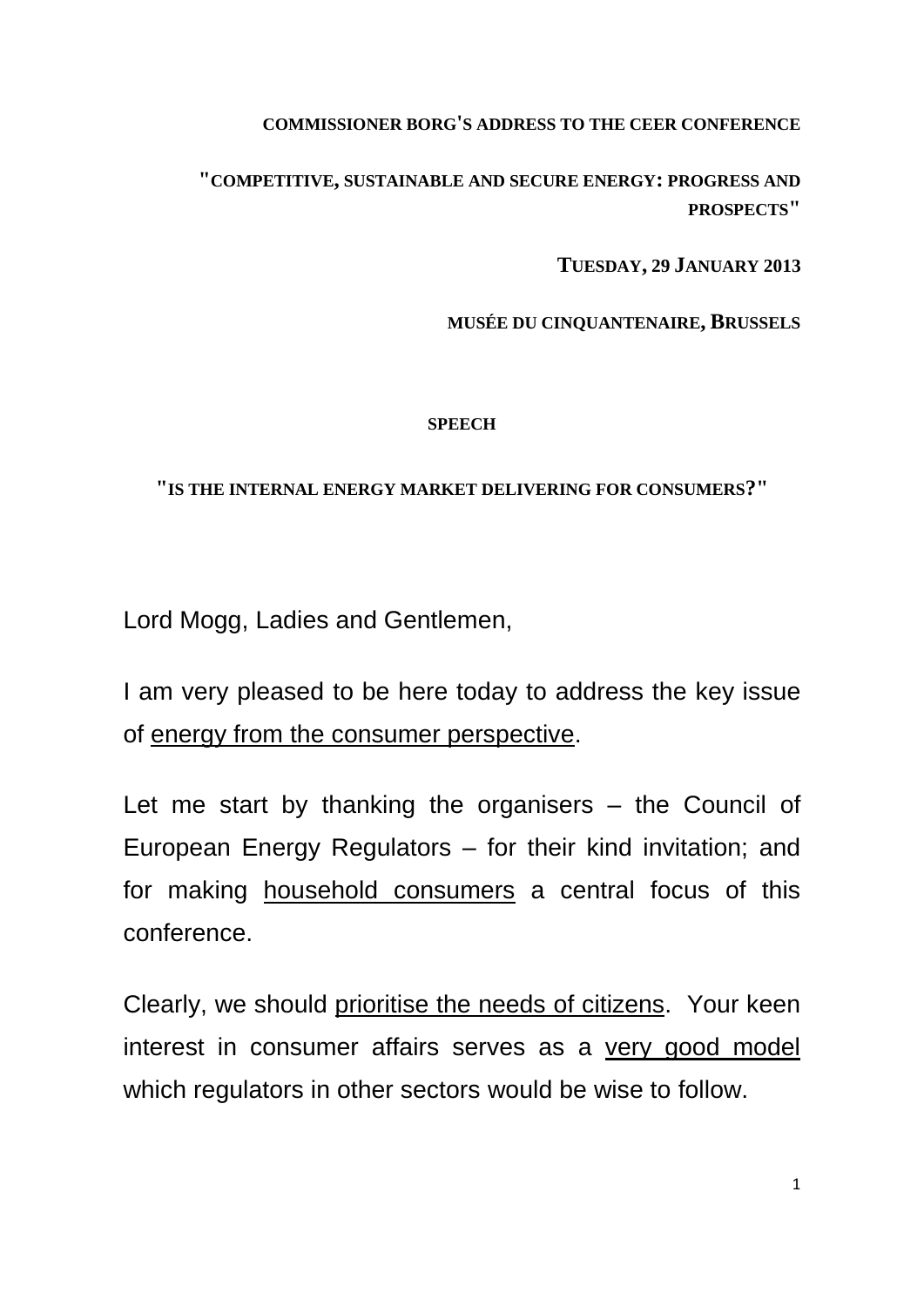**COMMISSIONER BORG'S ADDRESS TO THE CEER CONFERENCE**

**"COMPETITIVE, SUSTAINABLE AND SECURE ENERGY: PROGRESS AND PROSPECTS"**

**TUESDAY, 29 JANUARY 2013**

**MUSÉE DU CINQUANTENAIRE, BRUSSELS**

**SPEECH**

**"IS THE INTERNAL ENERGY MARKET DELIVERING FOR CONSUMERS?"**

Lord Mogg, Ladies and Gentlemen,

I am very pleased to be here today to address the key issue of <u>energy from the consumer perspective</u>.

Let me start by thanking the organisers – the Council of European Energy Regulators – for their kind invitation; and for making <u>household consumers</u> a central focus of this conference.

Clearly, we should <u>prioritise the needs of citizens</u>. Your keen interest in consumer affairs serves as a <u>very good model</u> which regulators in other sectors would be wise to follow.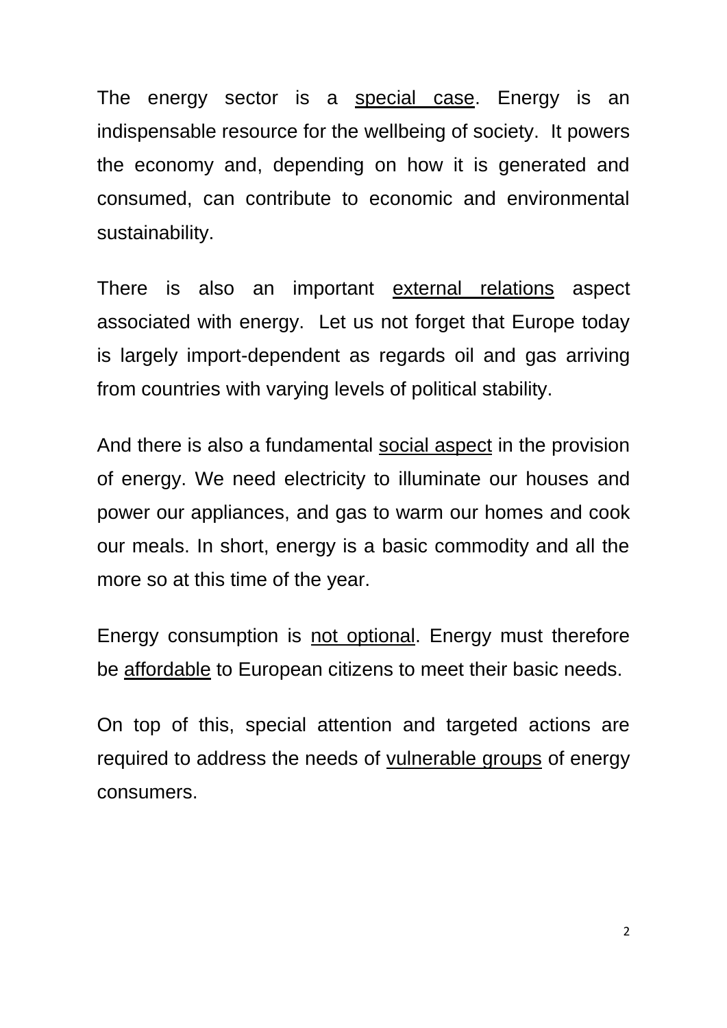The energy sector is a <u>special case</u>. Energy is an indispensable resource for the wellbeing of society. It powers the economy and, depending on how it is generated and consumed, can contribute to economic and environmental sustainability.

There is also an important <u>external relations</u> aspect associated with energy. Let us not forget that Europe today is largely import-dependent as regards oil and gas arriving from countries with varying levels of political stability.

And there is also a fundamental <u>social aspect</u> in the provision of energy. We need electricity to illuminate our houses and power our appliances, and gas to warm our homes and cook our meals. In short, energy is a basic commodity and all the more so at this time of the year.

Energy consumption is <u>not optional</u>. Energy must therefore be <u>affordable</u> to European citizens to meet their basic needs.

On top of this, special attention and targeted actions are required to address the needs of <u>vulnerable groups</u> of energy consumers.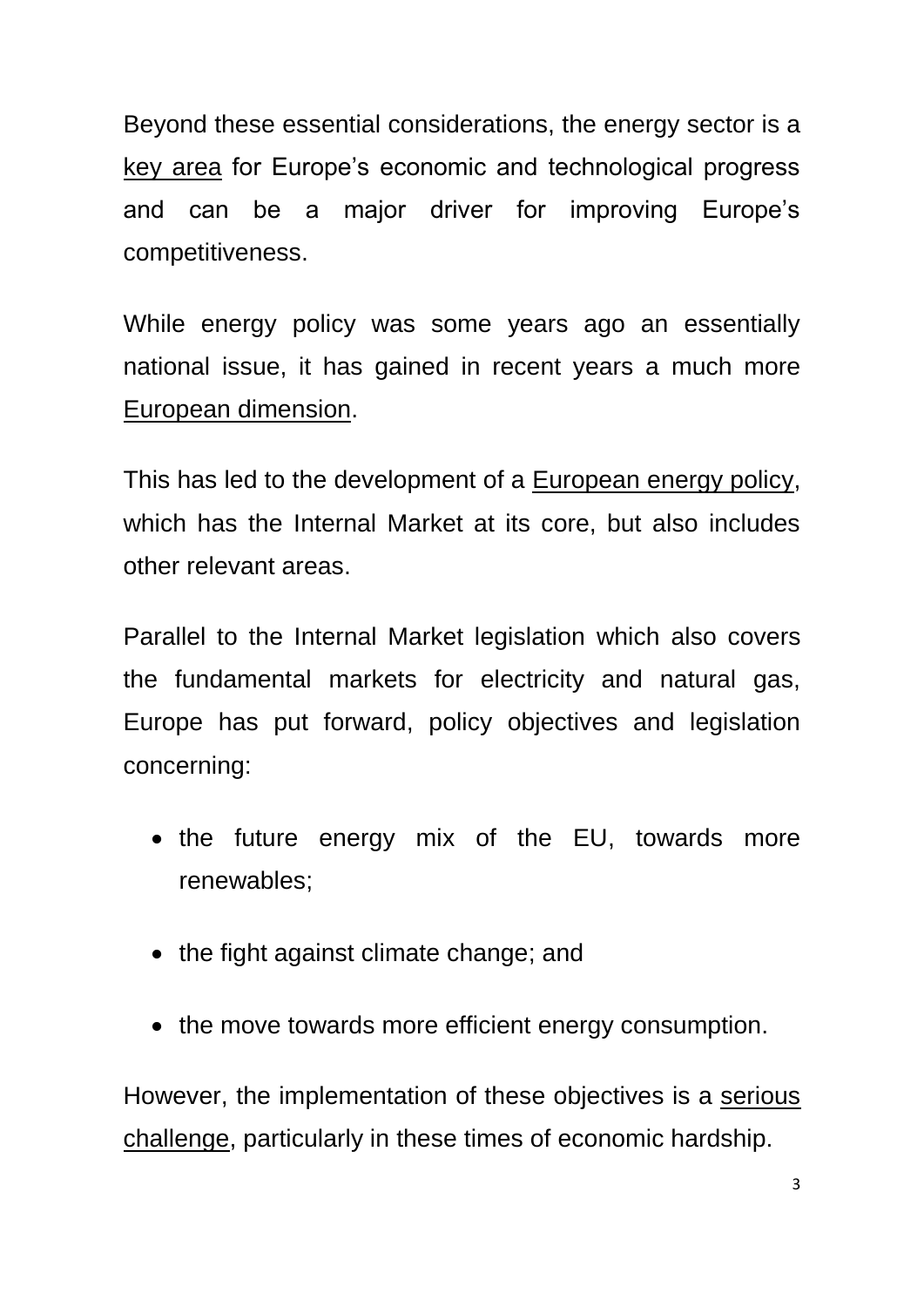Beyond these essential considerations, the energy sector is a <u>key area</u> for Europe's economic and technological progress and can be a major driver for improving Europe's competitiveness.

While energy policy was some years ago an essentially national issue, it has gained in recent years a much more <u>European dimension</u>.

This has led to the development of a <u>European energy policy</u>, which has the Internal Market at its core, but also includes other relevant areas.

Parallel to the Internal Market legislation which also covers the fundamental markets for electricity and natural gas, Europe has put forward, policy objectives and legislation concerning:

- the future energy mix of the EU, towards more renewables;
- the fight against climate change; and
- the move towards more efficient energy consumption.

However, the implementation of these objectives is a <u>serious challenge</u>, particularly in these times of economic hardship.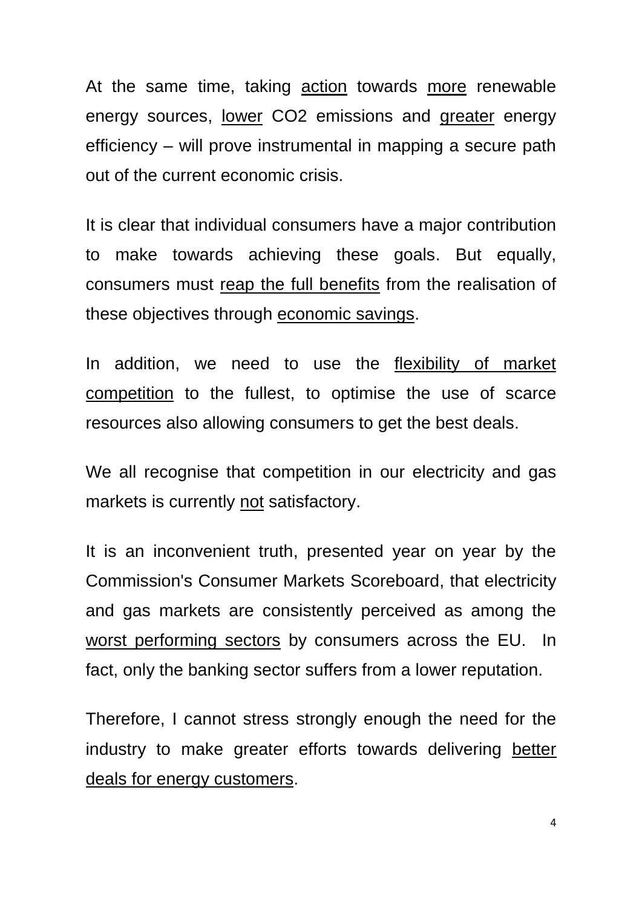At the same time, taking <u>action</u> towards <u>more</u> renewable energy sources, <u>lower</u> $CO_2$ emissions and <u>greater</u> energy efficiency – will prove instrumental in mapping a secure path out of the current economic crisis.

It is clear that individual consumers have a major contribution to make towards achieving these goals. But equally, consumers must <u>reap the full benefits</u> from the realisation of these objectives through <u>economic savings</u>.

In addition, we need to use the <u>flexibility of market competition</u> to the fullest, to optimise the use of scarce resources also allowing consumers to get the best deals.

We all recognise that competition in our electricity and gas markets is currently <u>not</u> satisfactory.

It is an inconvenient truth, presented year on year by the Commission's Consumer Markets Scoreboard, that electricity and gas markets are consistently perceived as among the <u>worst performing sectors</u> by consumers across the EU. In fact, only the banking sector suffers from a lower reputation.

Therefore, I cannot stress strongly enough the need for the industry to make greater efforts towards delivering <u>better deals for energy customers</u>.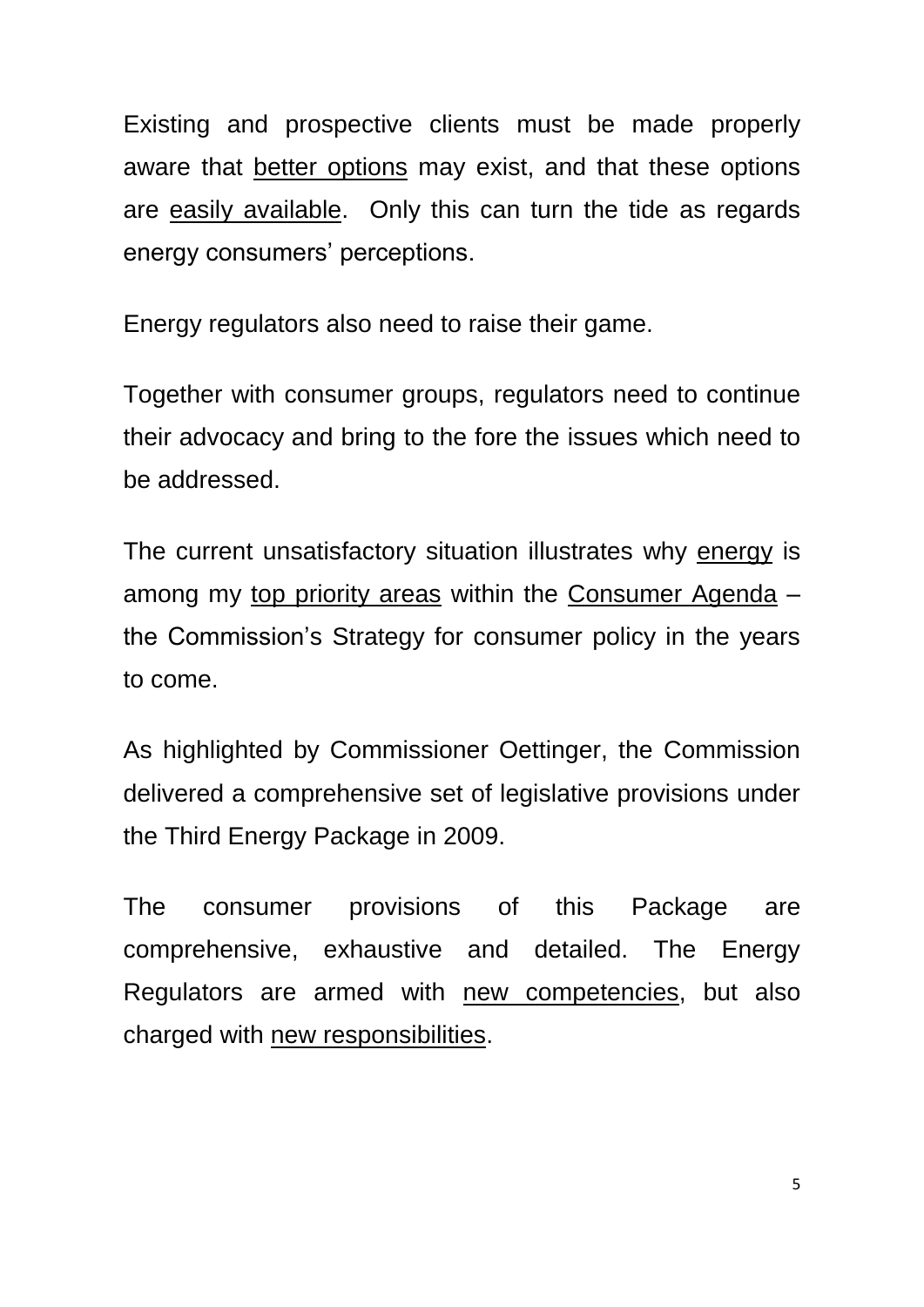Existing and prospective clients must be made properly aware that better options may exist, and that these options are easily available. Only this can turn the tide as regards energy consumers' perceptions.

Energy regulators also need to raise their game.

Together with consumer groups, regulators need to continue their advocacy and bring to the fore the issues which need to be addressed.

The current unsatisfactory situation illustrates why energy is among my top priority areas within the Consumer Agenda – the Commission's Strategy for consumer policy in the years to come.

As highlighted by Commissioner Oettinger, the Commission delivered a comprehensive set of legislative provisions under the Third Energy Package in 2009.

The consumer provisions of this Package are comprehensive, exhaustive and detailed. The Energy Regulators are armed with new competencies, but also charged with new responsibilities.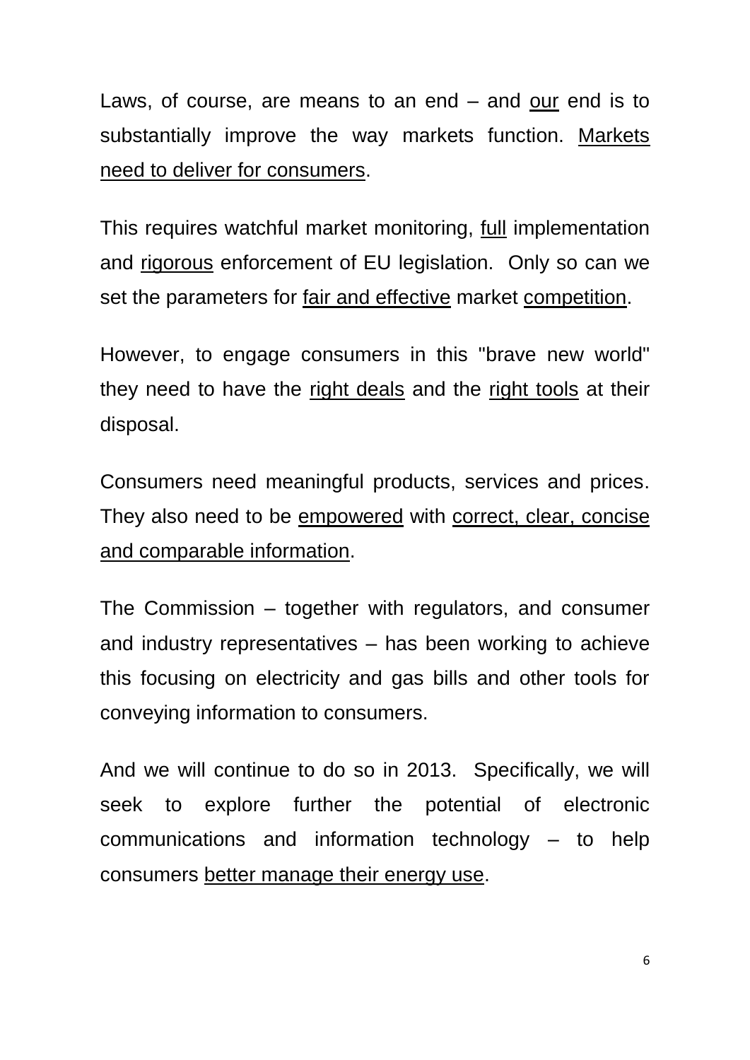Laws, of course, are means to an end – and our end is to substantially improve the way markets function. Markets need to deliver for consumers.

This requires watchful market monitoring, full implementation and rigorous enforcement of EU legislation. Only so can we set the parameters for fair and effective market competition.

However, to engage consumers in this "brave new world" they need to have the right deals and the right tools at their disposal.

Consumers need meaningful products, services and prices. They also need to be empowered with correct, clear, concise and comparable information.

The Commission – together with regulators, and consumer and industry representatives – has been working to achieve this focusing on electricity and gas bills and other tools for conveying information to consumers.

And we will continue to do so in 2013. Specifically, we will seek to explore further the potential of electronic communications and information technology – to help consumers better manage their energy use.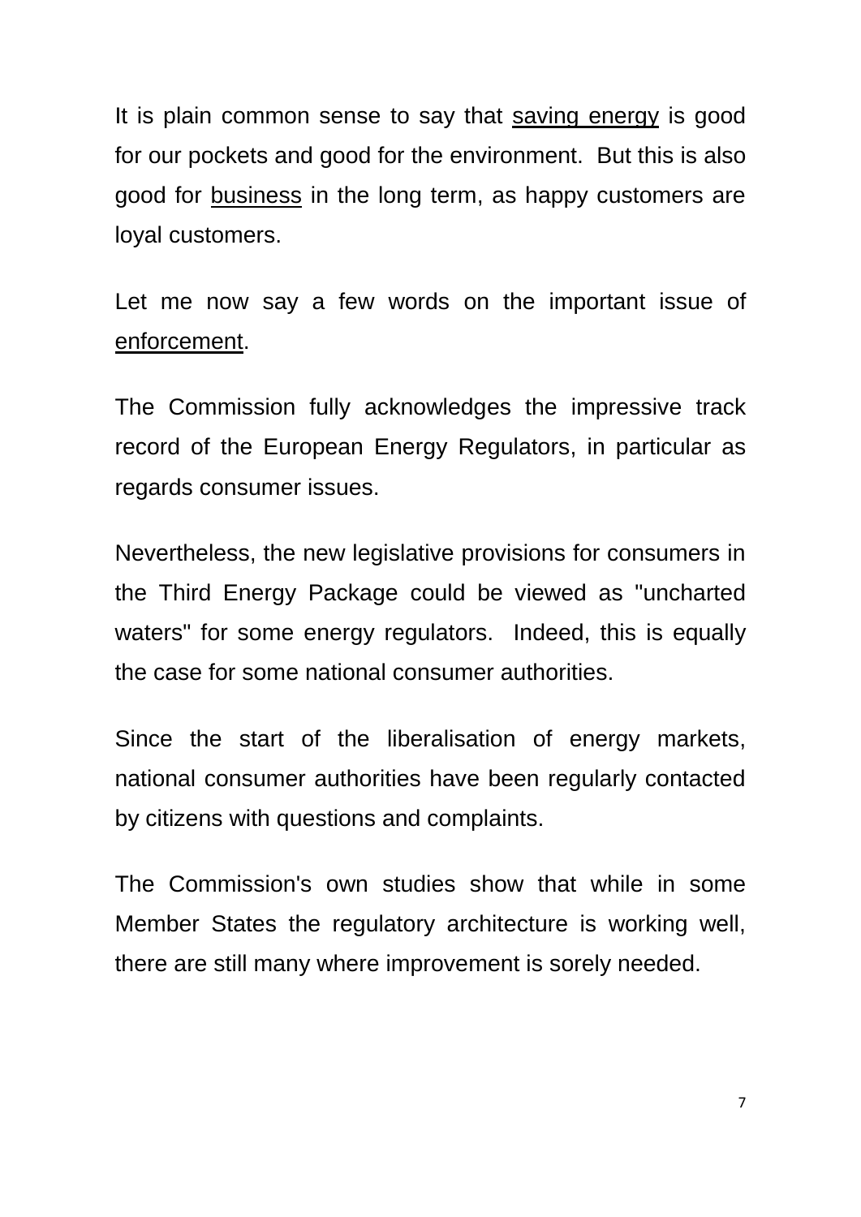It is plain common sense to say that <u>saving energy</u> is good for our pockets and good for the environment.  But this is also good for <u>business</u> in the long term, as happy customers are loyal customers.

Let me now say a few words on the important issue of <u>enforcement</u>.

The Commission fully acknowledges the impressive track record of the European Energy Regulators, in particular as regards consumer issues.

Nevertheless, the new legislative provisions for consumers in the Third Energy Package could be viewed as "uncharted waters" for some energy regulators.  Indeed, this is equally the case for some national consumer authorities.

Since the start of the liberalisation of energy markets, national consumer authorities have been regularly contacted by citizens with questions and complaints.

The Commission's own studies show that while in some Member States the regulatory architecture is working well, there are still many where improvement is sorely needed.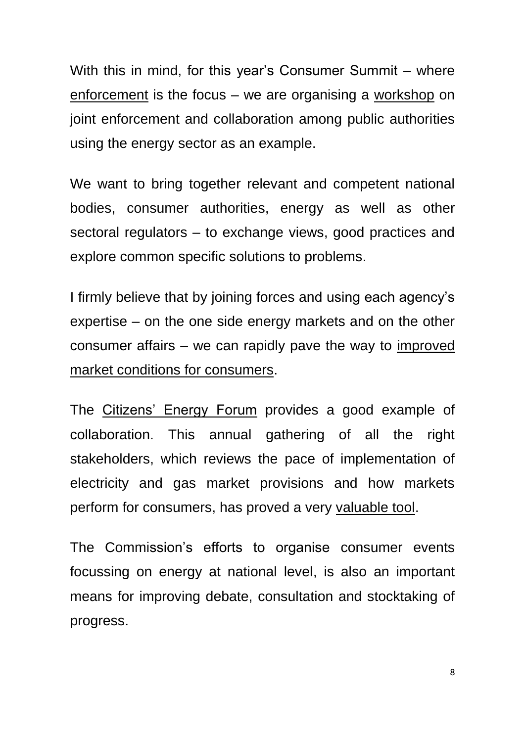With this in mind, for this year's Consumer Summit – where enforcement is the focus – we are organising a workshop on joint enforcement and collaboration among public authorities using the energy sector as an example.

We want to bring together relevant and competent national bodies, consumer authorities, energy as well as other sectoral regulators – to exchange views, good practices and explore common specific solutions to problems.

I firmly believe that by joining forces and using each agency's expertise – on the one side energy markets and on the other consumer affairs – we can rapidly pave the way to improved market conditions for consumers.

The Citizens' Energy Forum provides a good example of collaboration. This annual gathering of all the right stakeholders, which reviews the pace of implementation of electricity and gas market provisions and how markets perform for consumers, has proved a very valuable tool.

The Commission's efforts to organise consumer events focussing on energy at national level, is also an important means for improving debate, consultation and stocktaking of progress.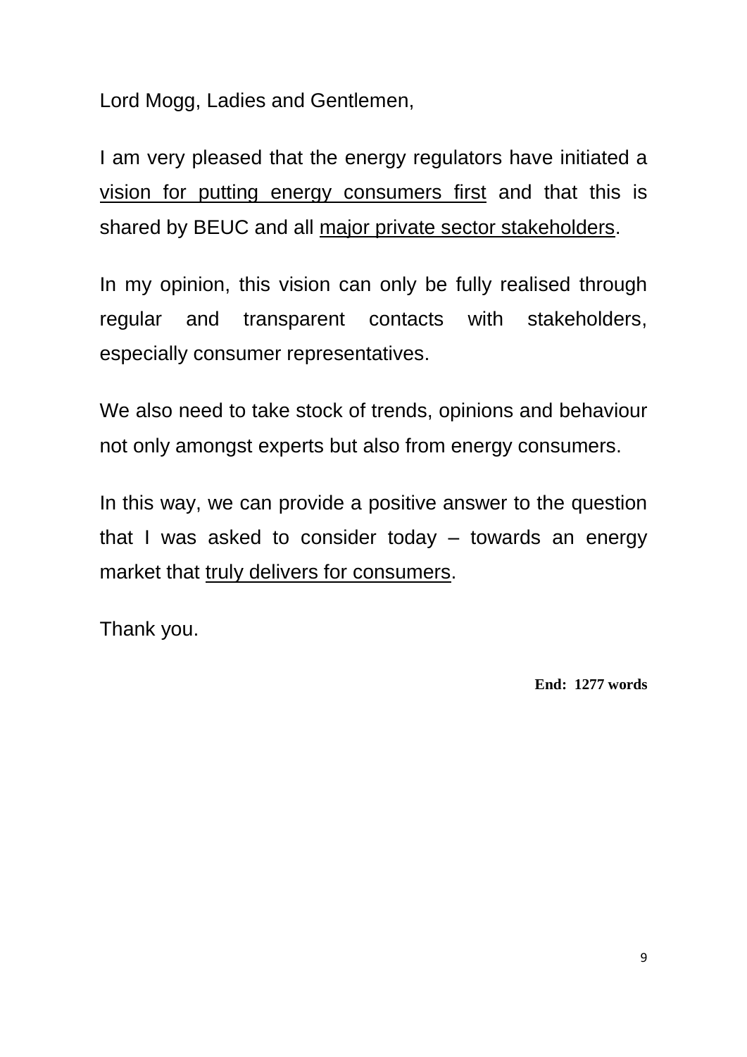Lord Mogg, Ladies and Gentlemen,

I am very pleased that the energy regulators have initiated a <u>vision for putting energy consumers first</u> and that this is shared by BEUC and all <u>major private sector stakeholders</u>.

In my opinion, this vision can only be fully realised through regular and transparent contacts with stakeholders, especially consumer representatives.

We also need to take stock of trends, opinions and behaviour not only amongst experts but also from energy consumers.

In this way, we can provide a positive answer to the question that I was asked to consider today – towards an energy market that <u>truly delivers for consumers</u>.

Thank you.

**End: 1277 words**